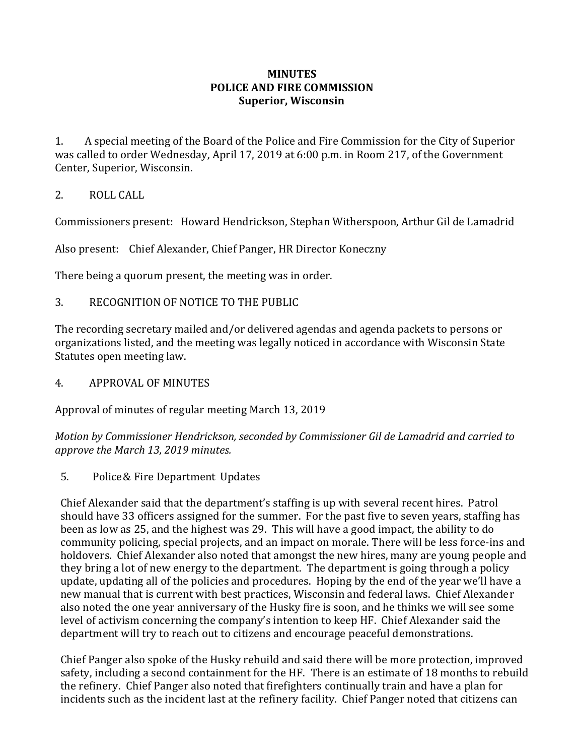**MINUTES**
**POLICE AND FIRE COMMISSION**
**Superior, Wisconsin**

1. A special meeting of the Board of the Police and Fire Commission for the City of Superior was called to order Wednesday, April 17, 2019 at 6:00 p.m. in Room 217, of the Government Center, Superior, Wisconsin.

2. ROLL CALL

Commissioners present: Howard Hendrickson, Stephan Witherspoon, Arthur Gil de Lamadrid

Also present: Chief Alexander, Chief Panger, HR Director Koneczny

There being a quorum present, the meeting was in order.

3. RECOGNITION OF NOTICE TO THE PUBLIC

The recording secretary mailed and/or delivered agendas and agenda packets to persons or organizations listed, and the meeting was legally noticed in accordance with Wisconsin State Statutes open meeting law.

4. APPROVAL OF MINUTES

Approval of minutes of regular meeting March 13, 2019

*Motion by Commissioner Hendrickson, seconded by Commissioner Gil de Lamadrid and carried to approve the March 13, 2019 minutes.*

5. Police & Fire Department Updates

Chief Alexander said that the department's staffing is up with several recent hires. Patrol should have 33 officers assigned for the summer. For the past five to seven years, staffing has been as low as 25, and the highest was 29. This will have a good impact, the ability to do community policing, special projects, and an impact on morale. There will be less force-ins and holdovers. Chief Alexander also noted that amongst the new hires, many are young people and they bring a lot of new energy to the department. The department is going through a policy update, updating all of the policies and procedures. Hoping by the end of the year we'll have a new manual that is current with best practices, Wisconsin and federal laws. Chief Alexander also noted the one year anniversary of the Husky fire is soon, and he thinks we will see some level of activism concerning the company's intention to keep HF. Chief Alexander said the department will try to reach out to citizens and encourage peaceful demonstrations.

Chief Panger also spoke of the Husky rebuild and said there will be more protection, improved safety, including a second containment for the HF. There is an estimate of 18 months to rebuild the refinery. Chief Panger also noted that firefighters continually train and have a plan for incidents such as the incident last at the refinery facility. Chief Panger noted that citizens can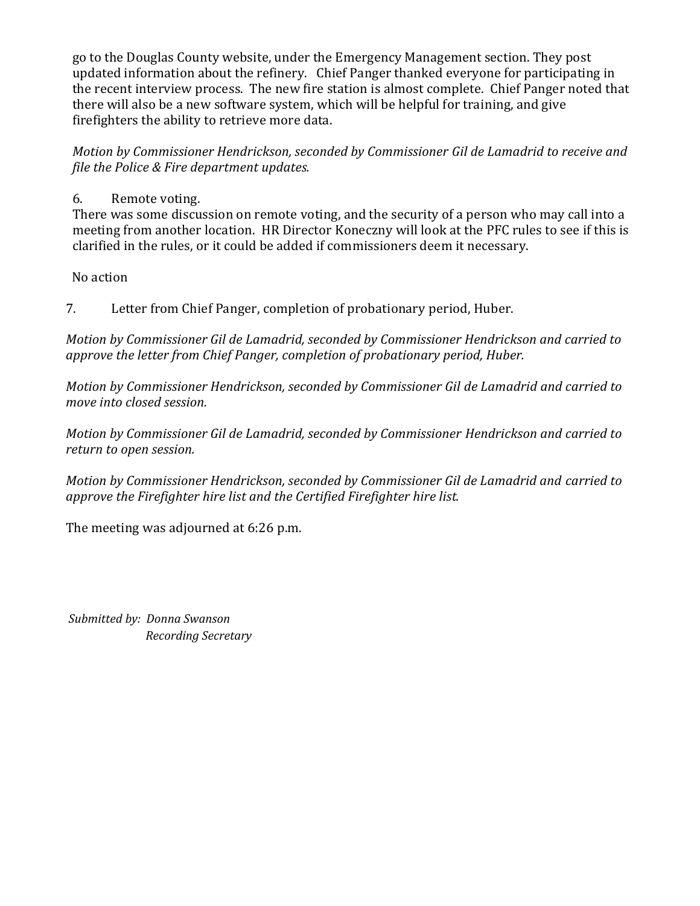go to the Douglas County website, under the Emergency Management section. They post updated information about the refinery. Chief Panger thanked everyone for participating in the recent interview process. The new fire station is almost complete. Chief Panger noted that there will also be a new software system, which will be helpful for training, and give firefighters the ability to retrieve more data.

*Motion by Commissioner Hendrickson, seconded by Commissioner Gil de Lamadrid to receive and file the Police & Fire department updates.*

6. Remote voting.

There was some discussion on remote voting, and the security of a person who may call into a meeting from another location. HR Director Koneczny will look at the PFC rules to see if this is clarified in the rules, or it could be added if commissioners deem it necessary.

No action

7. Letter from Chief Panger, completion of probationary period, Huber.

*Motion by Commissioner Gil de Lamadrid, seconded by Commissioner Hendrickson and carried to approve the letter from Chief Panger, completion of probationary period, Huber.*

*Motion by Commissioner Hendrickson, seconded by Commissioner Gil de Lamadrid and carried to move into closed session.*

*Motion by Commissioner Gil de Lamadrid, seconded by Commissioner Hendrickson and carried to return to open session.*

*Motion by Commissioner Hendrickson, seconded by Commissioner Gil de Lamadrid and carried to approve the Firefighter hire list and the Certified Firefighter hire list.*

The meeting was adjourned at 6:26 p.m.

*Submitted by: Donna Swanson*
*Recording Secretary*